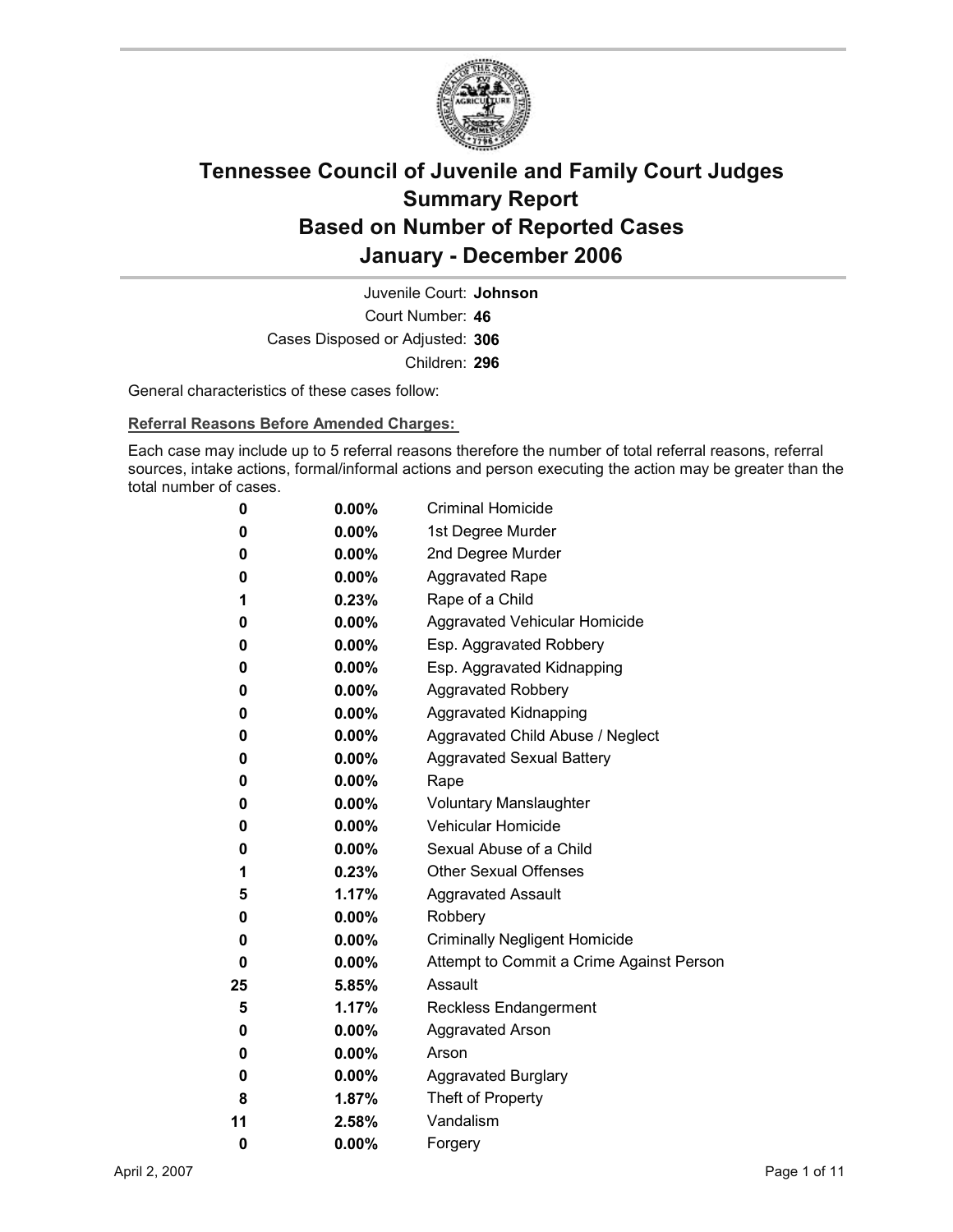# Tennessee Council of Juvenile and Family Court Judges
# Summary Report
# Based on Number of Reported Cases
# January - December 2006

Juvenile Court: **Johnson**
Court Number: **46**
Cases Disposed or Adjusted: **306**
Children: **296**

General characteristics of these cases follow:

**Referral Reasons Before Amended Charges:**

Each case may include up to 5 referral reasons therefore the number of total referral reasons, referral sources, intake actions, formal/informal actions and person executing the action may be greater than the total number of cases.

| | | |
|---|---|---|
| **0** | **0.00%** | Criminal Homicide |
| **0** | **0.00%** | 1st Degree Murder |
| **0** | **0.00%** | 2nd Degree Murder |
| **0** | **0.00%** | Aggravated Rape |
| **1** | **0.23%** | Rape of a Child |
| **0** | **0.00%** | Aggravated Vehicular Homicide |
| **0** | **0.00%** | Esp. Aggravated Robbery |
| **0** | **0.00%** | Esp. Aggravated Kidnapping |
| **0** | **0.00%** | Aggravated Robbery |
| **0** | **0.00%** | Aggravated Kidnapping |
| **0** | **0.00%** | Aggravated Child Abuse / Neglect |
| **0** | **0.00%** | Aggravated Sexual Battery |
| **0** | **0.00%** | Rape |
| **0** | **0.00%** | Voluntary Manslaughter |
| **0** | **0.00%** | Vehicular Homicide |
| **0** | **0.00%** | Sexual Abuse of a Child |
| **1** | **0.23%** | Other Sexual Offenses |
| **5** | **1.17%** | Aggravated Assault |
| **0** | **0.00%** | Robbery |
| **0** | **0.00%** | Criminally Negligent Homicide |
| **0** | **0.00%** | Attempt to Commit a Crime Against Person |
| **25** | **5.85%** | Assault |
| **5** | **1.17%** | Reckless Endangerment |
| **0** | **0.00%** | Aggravated Arson |
| **0** | **0.00%** | Arson |
| **0** | **0.00%** | Aggravated Burglary |
| **8** | **1.87%** | Theft of Property |
| **11** | **2.58%** | Vandalism |
| **0** | **0.00%** | Forgery |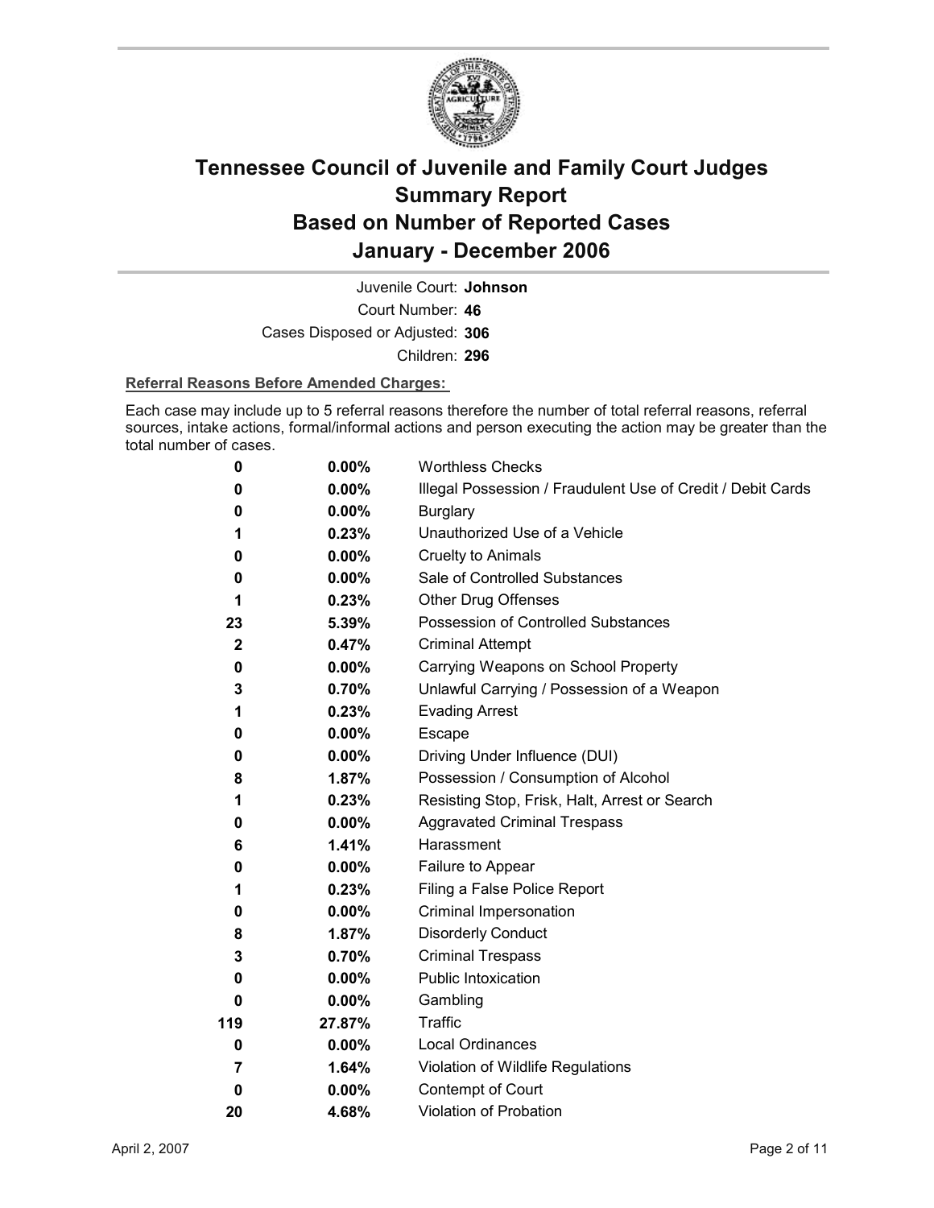# Tennessee Council of Juvenile and Family Court Judges
## Summary Report
## Based on Number of Reported Cases
## January - December 2006

Juvenile Court: **Johnson**

Court Number: **46**

Cases Disposed or Adjusted: **306**

Children: **296**

**Referral Reasons Before Amended Charges:**

Each case may include up to 5 referral reasons therefore the number of total referral reasons, referral sources, intake actions, formal/informal actions and person executing the action may be greater than the total number of cases.

| Count | Percent | Referral Reason |
|---|---|---|
| 0 | 0.00% | Worthless Checks |
| 0 | 0.00% | Illegal Possession / Fraudulent Use of Credit / Debit Cards |
| 0 | 0.00% | Burglary |
| 1 | 0.23% | Unauthorized Use of a Vehicle |
| 0 | 0.00% | Cruelty to Animals |
| 0 | 0.00% | Sale of Controlled Substances |
| 1 | 0.23% | Other Drug Offenses |
| 23 | 5.39% | Possession of Controlled Substances |
| 2 | 0.47% | Criminal Attempt |
| 0 | 0.00% | Carrying Weapons on School Property |
| 3 | 0.70% | Unlawful Carrying / Possession of a Weapon |
| 1 | 0.23% | Evading Arrest |
| 0 | 0.00% | Escape |
| 0 | 0.00% | Driving Under Influence (DUI) |
| 8 | 1.87% | Possession / Consumption of Alcohol |
| 1 | 0.23% | Resisting Stop, Frisk, Halt, Arrest or Search |
| 0 | 0.00% | Aggravated Criminal Trespass |
| 6 | 1.41% | Harassment |
| 0 | 0.00% | Failure to Appear |
| 1 | 0.23% | Filing a False Police Report |
| 0 | 0.00% | Criminal Impersonation |
| 8 | 1.87% | Disorderly Conduct |
| 3 | 0.70% | Criminal Trespass |
| 0 | 0.00% | Public Intoxication |
| 0 | 0.00% | Gambling |
| 119 | 27.87% | Traffic |
| 0 | 0.00% | Local Ordinances |
| 7 | 1.64% | Violation of Wildlife Regulations |
| 0 | 0.00% | Contempt of Court |
| 20 | 4.68% | Violation of Probation |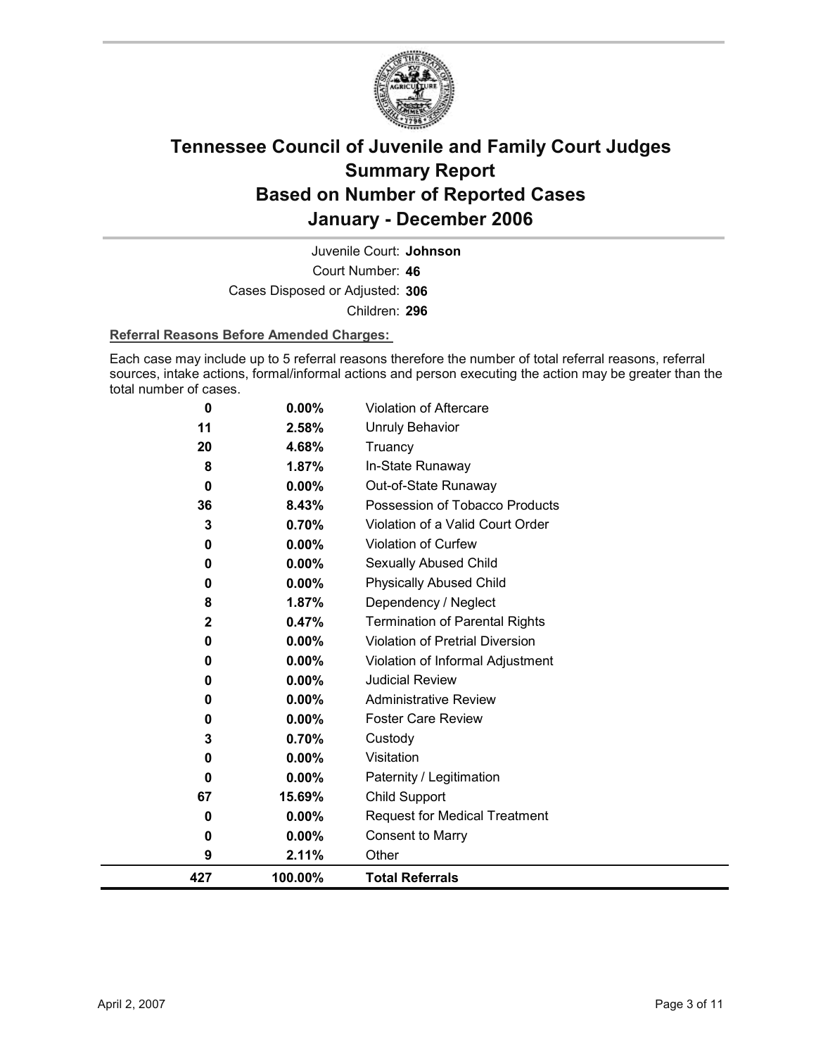# Tennessee Council of Juvenile and Family Court Judges
# Summary Report
# Based on Number of Reported Cases
# January - December 2006

Juvenile Court: **Johnson**

Court Number: **46**

Cases Disposed or Adjusted: **306**

Children: **296**

**Referral Reasons Before Amended Charges:**

Each case may include up to 5 referral reasons therefore the number of total referral reasons, referral sources, intake actions, formal/informal actions and person executing the action may be greater than the total number of cases.

| | | |
|---|---|---|
| 0 | 0.00% | Violation of Aftercare |
| 11 | 2.58% | Unruly Behavior |
| 20 | 4.68% | Truancy |
| 8 | 1.87% | In-State Runaway |
| 0 | 0.00% | Out-of-State Runaway |
| 36 | 8.43% | Possession of Tobacco Products |
| 3 | 0.70% | Violation of a Valid Court Order |
| 0 | 0.00% | Violation of Curfew |
| 0 | 0.00% | Sexually Abused Child |
| 0 | 0.00% | Physically Abused Child |
| 8 | 1.87% | Dependency / Neglect |
| 2 | 0.47% | Termination of Parental Rights |
| 0 | 0.00% | Violation of Pretrial Diversion |
| 0 | 0.00% | Violation of Informal Adjustment |
| 0 | 0.00% | Judicial Review |
| 0 | 0.00% | Administrative Review |
| 0 | 0.00% | Foster Care Review |
| 3 | 0.70% | Custody |
| 0 | 0.00% | Visitation |
| 0 | 0.00% | Paternity / Legitimation |
| 67 | 15.69% | Child Support |
| 0 | 0.00% | Request for Medical Treatment |
| 0 | 0.00% | Consent to Marry |
| 9 | 2.11% | Other |
| **427** | **100.00%** | **Total Referrals** |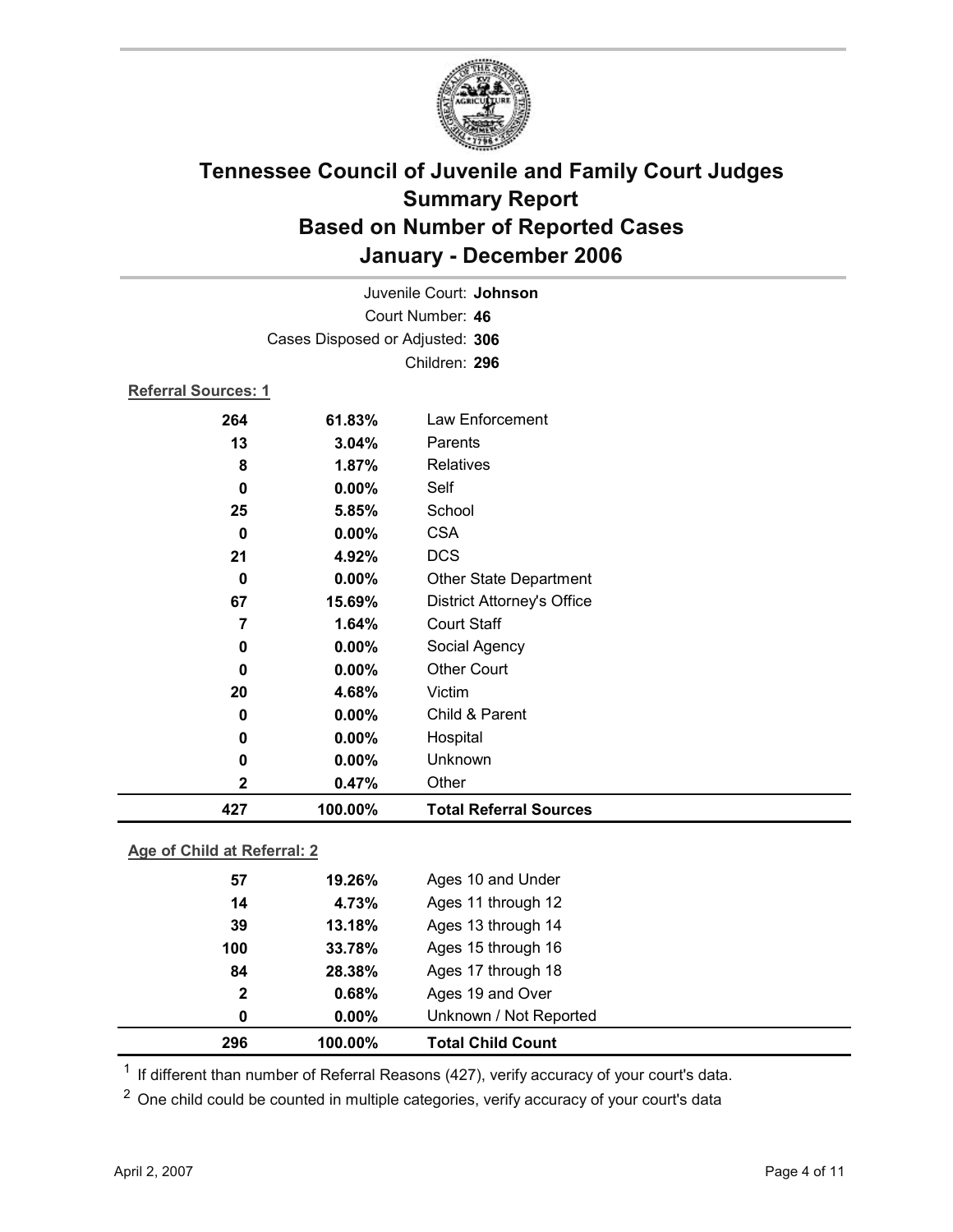# Tennessee Council of Juvenile and Family Court Judges
## Summary Report
## Based on Number of Reported Cases
## January - December 2006

Juvenile Court: **Johnson**
Court Number: **46**
Cases Disposed or Adjusted: **306**
Children: **296**

**Referral Sources: 1**

| Count | Percent | Source |
|---|---|---|
| 264 | 61.83% | Law Enforcement |
| 13 | 3.04% | Parents |
| 8 | 1.87% | Relatives |
| 0 | 0.00% | Self |
| 25 | 5.85% | School |
| 0 | 0.00% | CSA |
| 21 | 4.92% | DCS |
| 0 | 0.00% | Other State Department |
| 67 | 15.69% | District Attorney's Office |
| 7 | 1.64% | Court Staff |
| 0 | 0.00% | Social Agency |
| 0 | 0.00% | Other Court |
| 20 | 4.68% | Victim |
| 0 | 0.00% | Child & Parent |
| 0 | 0.00% | Hospital |
| 0 | 0.00% | Unknown |
| 2 | 0.47% | Other |
| **427** | **100.00%** | **Total Referral Sources** |

**Age of Child at Referral: 2**

| Count | Percent | Age |
|---|---|---|
| 57 | 19.26% | Ages 10 and Under |
| 14 | 4.73% | Ages 11 through 12 |
| 39 | 13.18% | Ages 13 through 14 |
| 100 | 33.78% | Ages 15 through 16 |
| 84 | 28.38% | Ages 17 through 18 |
| 2 | 0.68% | Ages 19 and Over |
| 0 | 0.00% | Unknown / Not Reported |
| **296** | **100.00%** | **Total Child Count** |

[1] If different than number of Referral Reasons (427), verify accuracy of your court's data.

[2] One child could be counted in multiple categories, verify accuracy of your court's data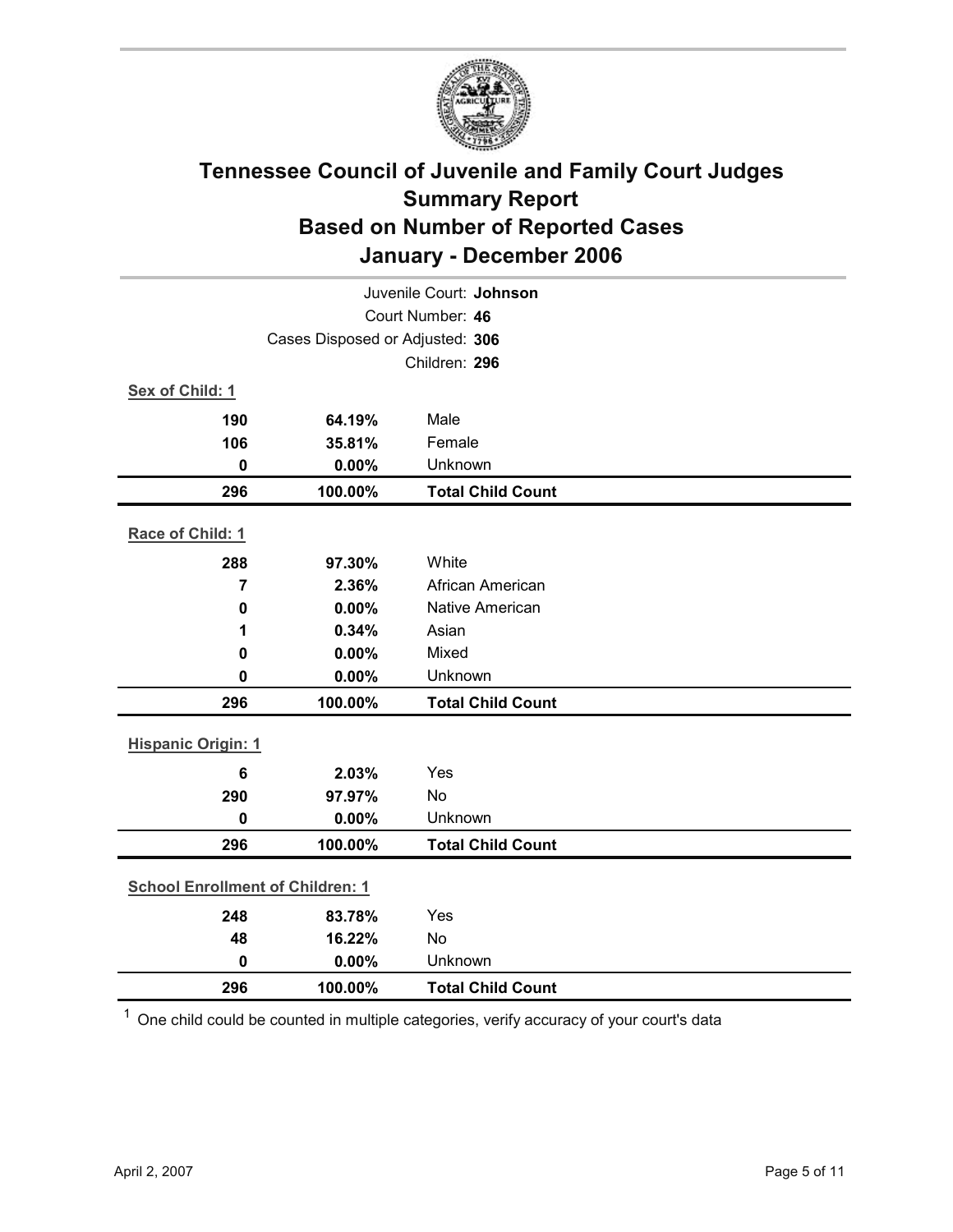# Tennessee Council of Juvenile and Family Court Judges
## Summary Report
## Based on Number of Reported Cases
## January - December 2006

Juvenile Court: **Johnson**

Court Number: **46**

Cases Disposed or Adjusted: **306**

Children: **296**

**Sex of Child: 1**

| | | |
|---|---|---|
| 190 | 64.19% | Male |
| 106 | 35.81% | Female |
| 0 | 0.00% | Unknown |
| **296** | **100.00%** | **Total Child Count** |

**Race of Child: 1**

| | | |
|---|---|---|
| 288 | 97.30% | White |
| 7 | 2.36% | African American |
| 0 | 0.00% | Native American |
| 1 | 0.34% | Asian |
| 0 | 0.00% | Mixed |
| 0 | 0.00% | Unknown |
| **296** | **100.00%** | **Total Child Count** |

**Hispanic Origin: 1**

| | | |
|---|---|---|
| 6 | 2.03% | Yes |
| 290 | 97.97% | No |
| 0 | 0.00% | Unknown |
| **296** | **100.00%** | **Total Child Count** |

**School Enrollment of Children: 1**

| | | |
|---|---|---|
| 248 | 83.78% | Yes |
| 48 | 16.22% | No |
| 0 | 0.00% | Unknown |
| **296** | **100.00%** | **Total Child Count** |

[1] One child could be counted in multiple categories, verify accuracy of your court's data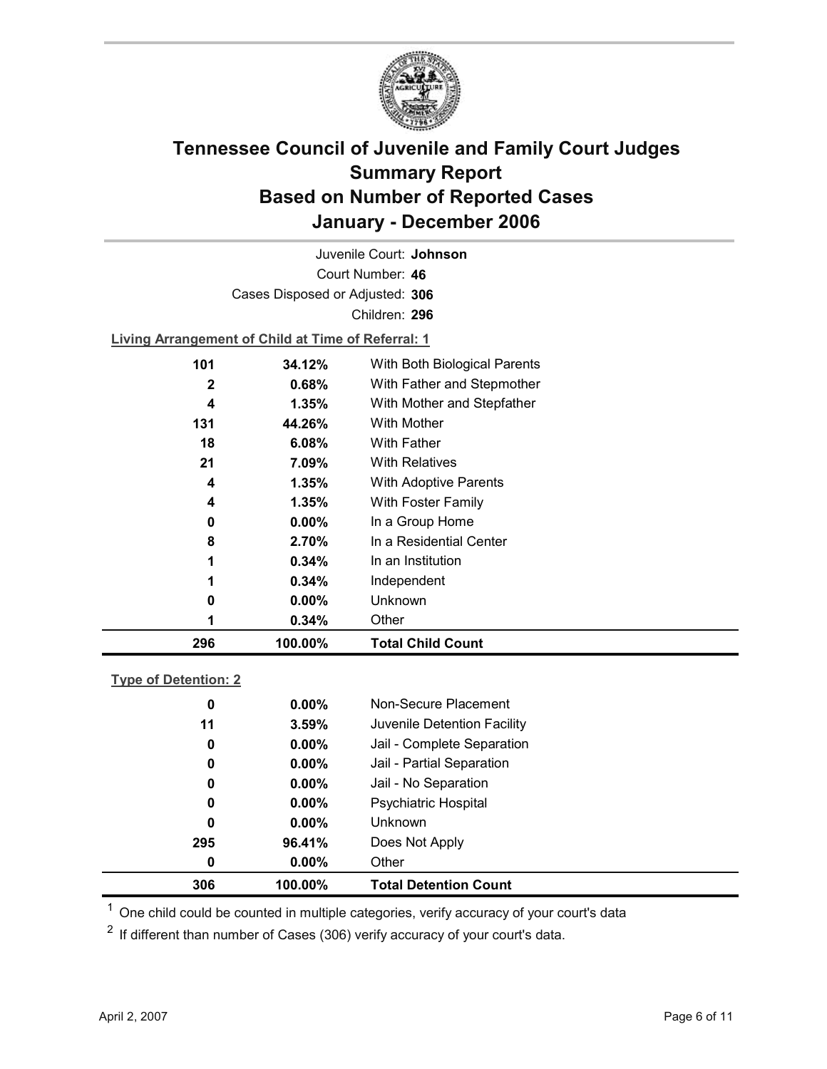# Tennessee Council of Juvenile and Family Court Judges Summary Report Based on Number of Reported Cases January - December 2006

Juvenile Court: **Johnson**

Court Number: **46**

Cases Disposed or Adjusted: **306**

Children: **296**

**Living Arrangement of Child at Time of Referral: 1**

| Count | Percent | Category |
|---|---|---|
| 101 | 34.12% | With Both Biological Parents |
| 2 | 0.68% | With Father and Stepmother |
| 4 | 1.35% | With Mother and Stepfather |
| 131 | 44.26% | With Mother |
| 18 | 6.08% | With Father |
| 21 | 7.09% | With Relatives |
| 4 | 1.35% | With Adoptive Parents |
| 4 | 1.35% | With Foster Family |
| 0 | 0.00% | In a Group Home |
| 8 | 2.70% | In a Residential Center |
| 1 | 0.34% | In an Institution |
| 1 | 0.34% | Independent |
| 0 | 0.00% | Unknown |
| 1 | 0.34% | Other |
| **296** | **100.00%** | **Total Child Count** |

**Type of Detention: 2**

| Count | Percent | Category |
|---|---|---|
| 0 | 0.00% | Non-Secure Placement |
| 11 | 3.59% | Juvenile Detention Facility |
| 0 | 0.00% | Jail - Complete Separation |
| 0 | 0.00% | Jail - Partial Separation |
| 0 | 0.00% | Jail - No Separation |
| 0 | 0.00% | Psychiatric Hospital |
| 0 | 0.00% | Unknown |
| 295 | 96.41% | Does Not Apply |
| 0 | 0.00% | Other |
| **306** | **100.00%** | **Total Detention Count** |

[1] One child could be counted in multiple categories, verify accuracy of your court's data

[2] If different than number of Cases (306) verify accuracy of your court's data.

April 2, 2007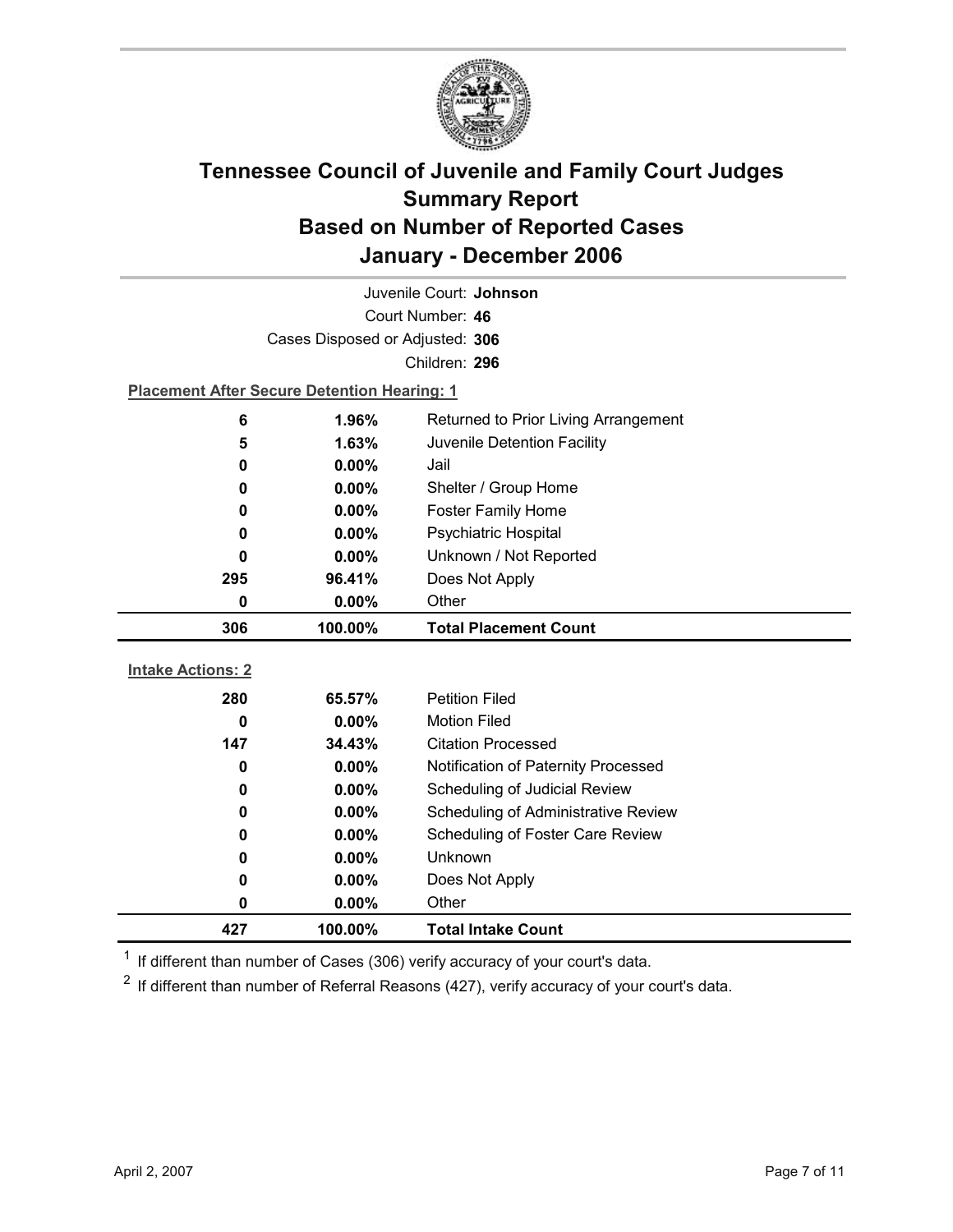# Tennessee Council of Juvenile and Family Court Judges
## Summary Report
## Based on Number of Reported Cases
## January - December 2006

Juvenile Court: **Johnson**

Court Number: **46**

Cases Disposed or Adjusted: **306**

Children: **296**

**Placement After Secure Detention Hearing: 1**

| Count | Percent | Placement |
|---|---|---|
| 6 | 1.96% | Returned to Prior Living Arrangement |
| 5 | 1.63% | Juvenile Detention Facility |
| 0 | 0.00% | Jail |
| 0 | 0.00% | Shelter / Group Home |
| 0 | 0.00% | Foster Family Home |
| 0 | 0.00% | Psychiatric Hospital |
| 0 | 0.00% | Unknown / Not Reported |
| 295 | 96.41% | Does Not Apply |
| 0 | 0.00% | Other |
| **306** | **100.00%** | **Total Placement Count** |

**Intake Actions: 2**

| Count | Percent | Intake Action |
|---|---|---|
| 280 | 65.57% | Petition Filed |
| 0 | 0.00% | Motion Filed |
| 147 | 34.43% | Citation Processed |
| 0 | 0.00% | Notification of Paternity Processed |
| 0 | 0.00% | Scheduling of Judicial Review |
| 0 | 0.00% | Scheduling of Administrative Review |
| 0 | 0.00% | Scheduling of Foster Care Review |
| 0 | 0.00% | Unknown |
| 0 | 0.00% | Does Not Apply |
| 0 | 0.00% | Other |
| **427** | **100.00%** | **Total Intake Count** |

[1] If different than number of Cases (306) verify accuracy of your court's data.

[2] If different than number of Referral Reasons (427), verify accuracy of your court's data.

April 2, 2007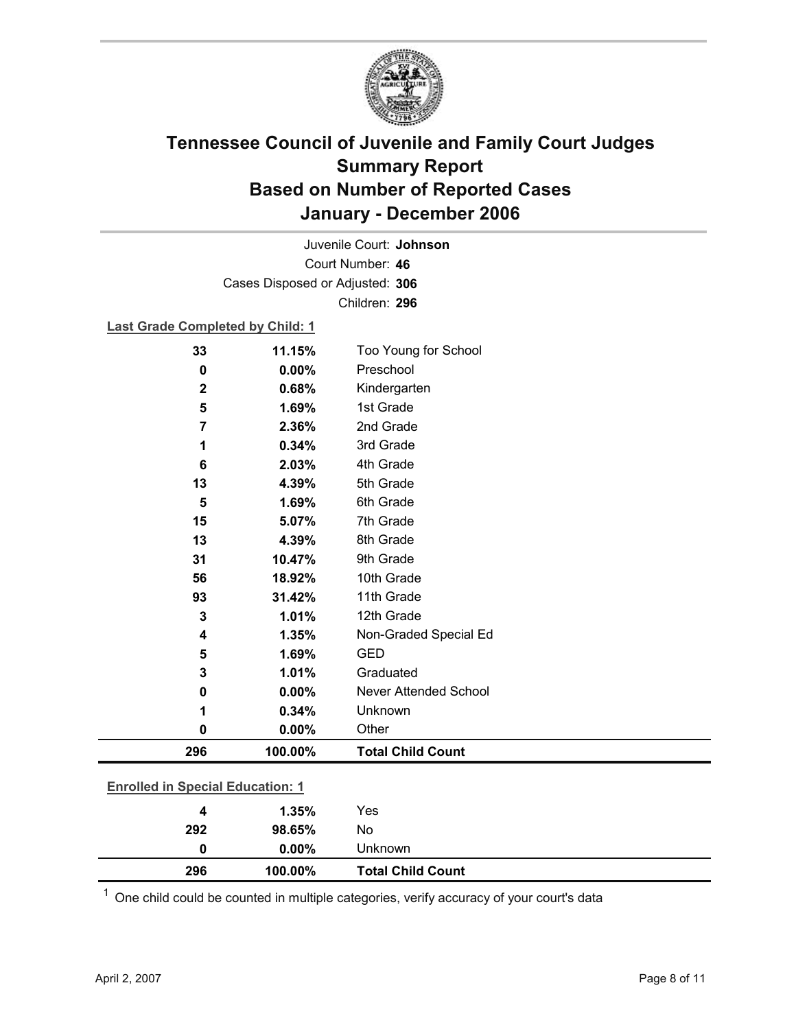# Tennessee Council of Juvenile and Family Court Judges
## Summary Report
## Based on Number of Reported Cases
## January - December 2006

Juvenile Court: **Johnson**
Court Number: **46**
Cases Disposed or Adjusted: **306**
Children: **296**

**Last Grade Completed by Child: 1**

| Count | Percent | Category |
|---|---|---|
| 33 | 11.15% | Too Young for School |
| 0 | 0.00% | Preschool |
| 2 | 0.68% | Kindergarten |
| 5 | 1.69% | 1st Grade |
| 7 | 2.36% | 2nd Grade |
| 1 | 0.34% | 3rd Grade |
| 6 | 2.03% | 4th Grade |
| 13 | 4.39% | 5th Grade |
| 5 | 1.69% | 6th Grade |
| 15 | 5.07% | 7th Grade |
| 13 | 4.39% | 8th Grade |
| 31 | 10.47% | 9th Grade |
| 56 | 18.92% | 10th Grade |
| 93 | 31.42% | 11th Grade |
| 3 | 1.01% | 12th Grade |
| 4 | 1.35% | Non-Graded Special Ed |
| 5 | 1.69% | GED |
| 3 | 1.01% | Graduated |
| 0 | 0.00% | Never Attended School |
| 1 | 0.34% | Unknown |
| 0 | 0.00% | Other |
| **296** | **100.00%** | **Total Child Count** |

**Enrolled in Special Education: 1**

| Count | Percent | Category |
|---|---|---|
| 4 | 1.35% | Yes |
| 292 | 98.65% | No |
| 0 | 0.00% | Unknown |
| **296** | **100.00%** | **Total Child Count** |

[1] One child could be counted in multiple categories, verify accuracy of your court's data

April 2, 2007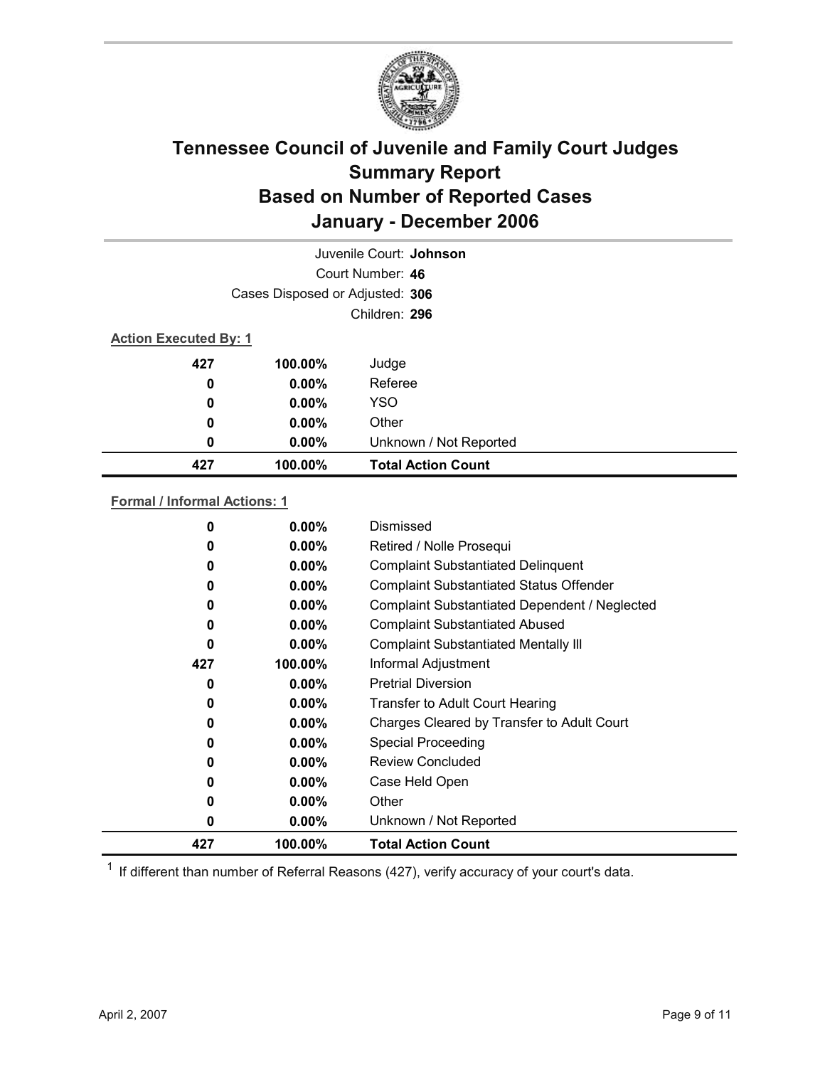# Tennessee Council of Juvenile and Family Court Judges
# Summary Report
# Based on Number of Reported Cases
# January - December 2006

Juvenile Court: **Johnson**

Court Number: **46**

Cases Disposed or Adjusted: **306**

Children: **296**

**Action Executed By: 1**

| Count | Percent | Action |
|---|---|---|
| 427 | 100.00% | Judge |
| 0 | 0.00% | Referee |
| 0 | 0.00% | YSO |
| 0 | 0.00% | Other |
| 0 | 0.00% | Unknown / Not Reported |
| **427** | **100.00%** | **Total Action Count** |

**Formal / Informal Actions: 1**

| Count | Percent | Action |
|---|---|---|
| 0 | 0.00% | Dismissed |
| 0 | 0.00% | Retired / Nolle Prosequi |
| 0 | 0.00% | Complaint Substantiated Delinquent |
| 0 | 0.00% | Complaint Substantiated Status Offender |
| 0 | 0.00% | Complaint Substantiated Dependent / Neglected |
| 0 | 0.00% | Complaint Substantiated Abused |
| 0 | 0.00% | Complaint Substantiated Mentally Ill |
| 427 | 100.00% | Informal Adjustment |
| 0 | 0.00% | Pretrial Diversion |
| 0 | 0.00% | Transfer to Adult Court Hearing |
| 0 | 0.00% | Charges Cleared by Transfer to Adult Court |
| 0 | 0.00% | Special Proceeding |
| 0 | 0.00% | Review Concluded |
| 0 | 0.00% | Case Held Open |
| 0 | 0.00% | Other |
| 0 | 0.00% | Unknown / Not Reported |
| **427** | **100.00%** | **Total Action Count** |

[1] If different than number of Referral Reasons (427), verify accuracy of your court's data.

April 2, 2007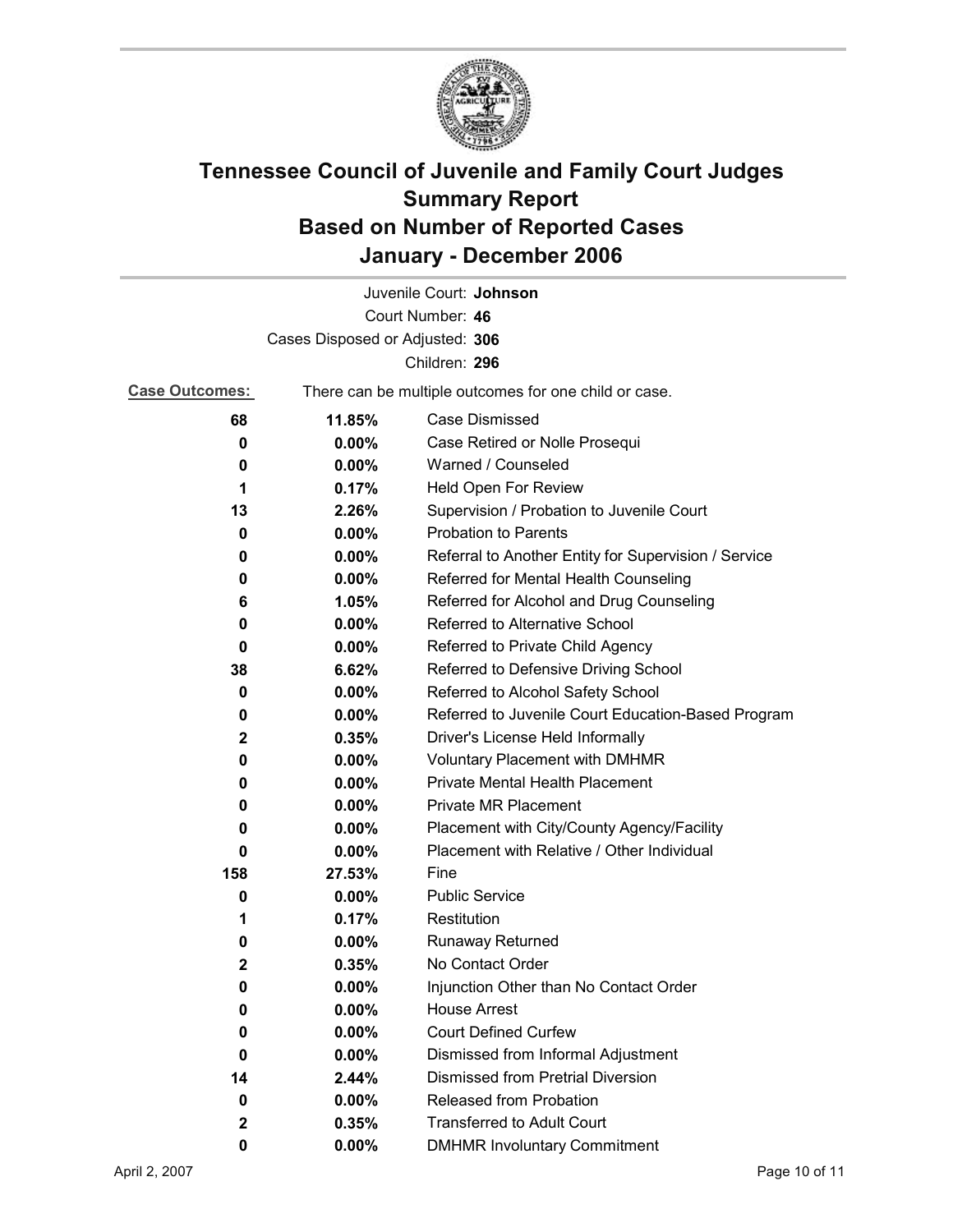# Tennessee Council of Juvenile and Family Court Judges
# Summary Report
# Based on Number of Reported Cases
# January - December 2006

Juvenile Court: **Johnson**

Court Number: **46**

Cases Disposed or Adjusted: **306**

Children: **296**

**Case Outcomes:** There can be multiple outcomes for one child or case.

| Count | Percent | Outcome |
|---|---|---|
| 68 | 11.85% | Case Dismissed |
| 0 | 0.00% | Case Retired or Nolle Prosequi |
| 0 | 0.00% | Warned / Counseled |
| 1 | 0.17% | Held Open For Review |
| 13 | 2.26% | Supervision / Probation to Juvenile Court |
| 0 | 0.00% | Probation to Parents |
| 0 | 0.00% | Referral to Another Entity for Supervision / Service |
| 0 | 0.00% | Referred for Mental Health Counseling |
| 6 | 1.05% | Referred for Alcohol and Drug Counseling |
| 0 | 0.00% | Referred to Alternative School |
| 0 | 0.00% | Referred to Private Child Agency |
| 38 | 6.62% | Referred to Defensive Driving School |
| 0 | 0.00% | Referred to Alcohol Safety School |
| 0 | 0.00% | Referred to Juvenile Court Education-Based Program |
| 2 | 0.35% | Driver's License Held Informally |
| 0 | 0.00% | Voluntary Placement with DMHMR |
| 0 | 0.00% | Private Mental Health Placement |
| 0 | 0.00% | Private MR Placement |
| 0 | 0.00% | Placement with City/County Agency/Facility |
| 0 | 0.00% | Placement with Relative / Other Individual |
| 158 | 27.53% | Fine |
| 0 | 0.00% | Public Service |
| 1 | 0.17% | Restitution |
| 0 | 0.00% | Runaway Returned |
| 2 | 0.35% | No Contact Order |
| 0 | 0.00% | Injunction Other than No Contact Order |
| 0 | 0.00% | House Arrest |
| 0 | 0.00% | Court Defined Curfew |
| 0 | 0.00% | Dismissed from Informal Adjustment |
| 14 | 2.44% | Dismissed from Pretrial Diversion |
| 0 | 0.00% | Released from Probation |
| 2 | 0.35% | Transferred to Adult Court |
| 0 | 0.00% | DMHMR Involuntary Commitment |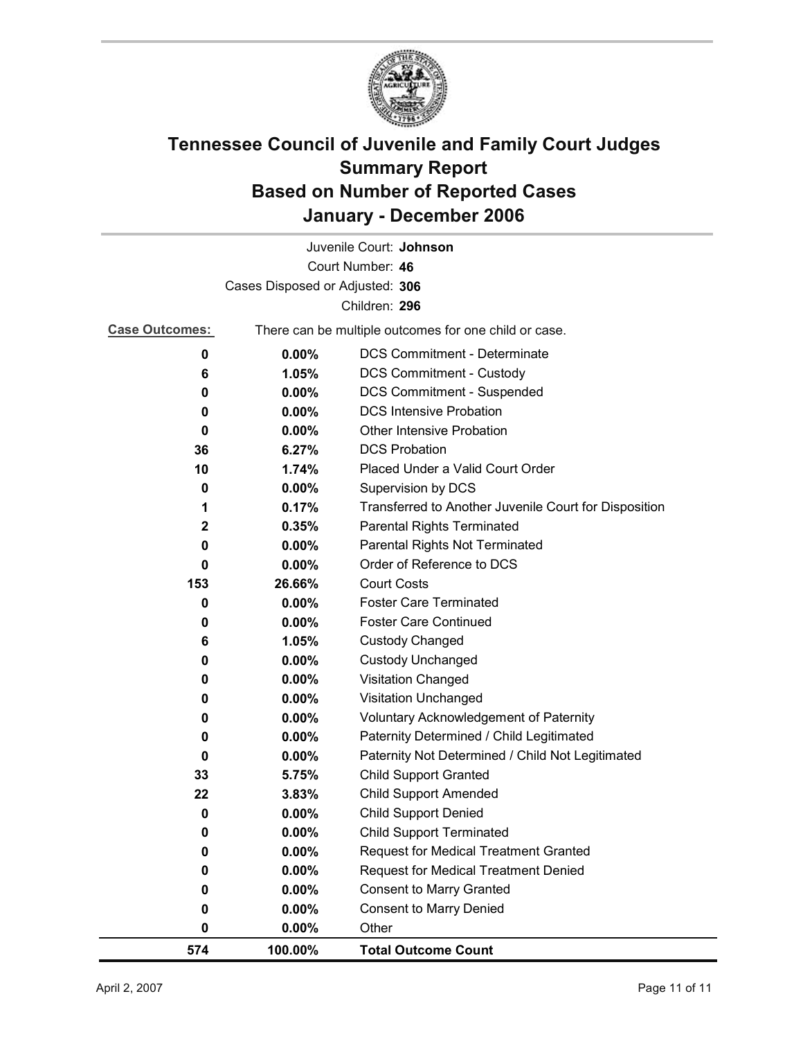# Tennessee Council of Juvenile and Family Court Judges
# Summary Report
# Based on Number of Reported Cases
# January - December 2006

Juvenile Court: **Johnson**

Court Number: **46**

Cases Disposed or Adjusted: **306**

Children: **296**

**Case Outcomes:** There can be multiple outcomes for one child or case.

| | | |
|---|---|---|
| 0 | 0.00% | DCS Commitment - Determinate |
| 6 | 1.05% | DCS Commitment - Custody |
| 0 | 0.00% | DCS Commitment - Suspended |
| 0 | 0.00% | DCS Intensive Probation |
| 0 | 0.00% | Other Intensive Probation |
| 36 | 6.27% | DCS Probation |
| 10 | 1.74% | Placed Under a Valid Court Order |
| 0 | 0.00% | Supervision by DCS |
| 1 | 0.17% | Transferred to Another Juvenile Court for Disposition |
| 2 | 0.35% | Parental Rights Terminated |
| 0 | 0.00% | Parental Rights Not Terminated |
| 0 | 0.00% | Order of Reference to DCS |
| 153 | 26.66% | Court Costs |
| 0 | 0.00% | Foster Care Terminated |
| 0 | 0.00% | Foster Care Continued |
| 6 | 1.05% | Custody Changed |
| 0 | 0.00% | Custody Unchanged |
| 0 | 0.00% | Visitation Changed |
| 0 | 0.00% | Visitation Unchanged |
| 0 | 0.00% | Voluntary Acknowledgement of Paternity |
| 0 | 0.00% | Paternity Determined / Child Legitimated |
| 0 | 0.00% | Paternity Not Determined / Child Not Legitimated |
| 33 | 5.75% | Child Support Granted |
| 22 | 3.83% | Child Support Amended |
| 0 | 0.00% | Child Support Denied |
| 0 | 0.00% | Child Support Terminated |
| 0 | 0.00% | Request for Medical Treatment Granted |
| 0 | 0.00% | Request for Medical Treatment Denied |
| 0 | 0.00% | Consent to Marry Granted |
| 0 | 0.00% | Consent to Marry Denied |
| 0 | 0.00% | Other |
| **574** | **100.00%** | **Total Outcome Count** |

April 2, 2007